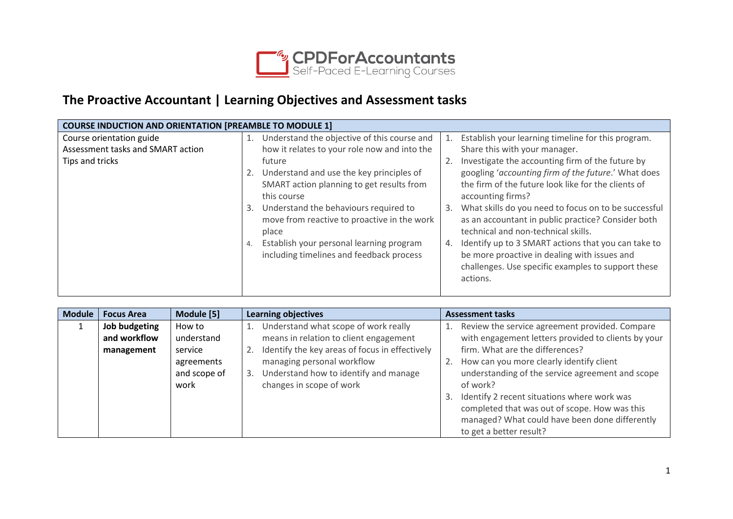CPDForAccountants
Self-Paced E-Learning Courses

# The Proactive Accountant | Learning Objectives and Assessment tasks

| COURSE INDUCTION AND ORIENTATION [PREAMBLE TO MODULE 1] | | |
|---|---|---|
| Course orientation guide<br>Assessment tasks and SMART action<br>Tips and tricks | 1. Understand the objective of this course and how it relates to your role now and into the future<br>2. Understand and use the key principles of SMART action planning to get results from this course<br>3. Understand the behaviours required to move from reactive to proactive in the work place<br>4. Establish your personal learning program including timelines and feedback process | 1. Establish your learning timeline for this program. Share this with your manager.<br>2. Investigate the accounting firm of the future by googling '*accounting firm of the future*.' What does the firm of the future look like for the clients of accounting firms?<br>3. What skills do you need to focus on to be successful as an accountant in public practice? Consider both technical and non-technical skills.<br>4. Identify up to 3 SMART actions that you can take to be more proactive in dealing with issues and challenges. Use specific examples to support these actions. |

| Module | Focus Area | Module [5] | Learning objectives | Assessment tasks |
|---|---|---|---|---|
| 1 | **Job budgeting and workflow management** | How to understand service agreements and scope of work | 1. Understand what scope of work really means in relation to client engagement<br>2. Identify the key areas of focus in effectively managing personal workflow<br>3. Understand how to identify and manage changes in scope of work | 1. Review the service agreement provided. Compare with engagement letters provided to clients by your firm. What are the differences?<br>2. How can you more clearly identify client understanding of the service agreement and scope of work?<br>3. Identify 2 recent situations where work was completed that was out of scope. How was this managed? What could have been done differently to get a better result? |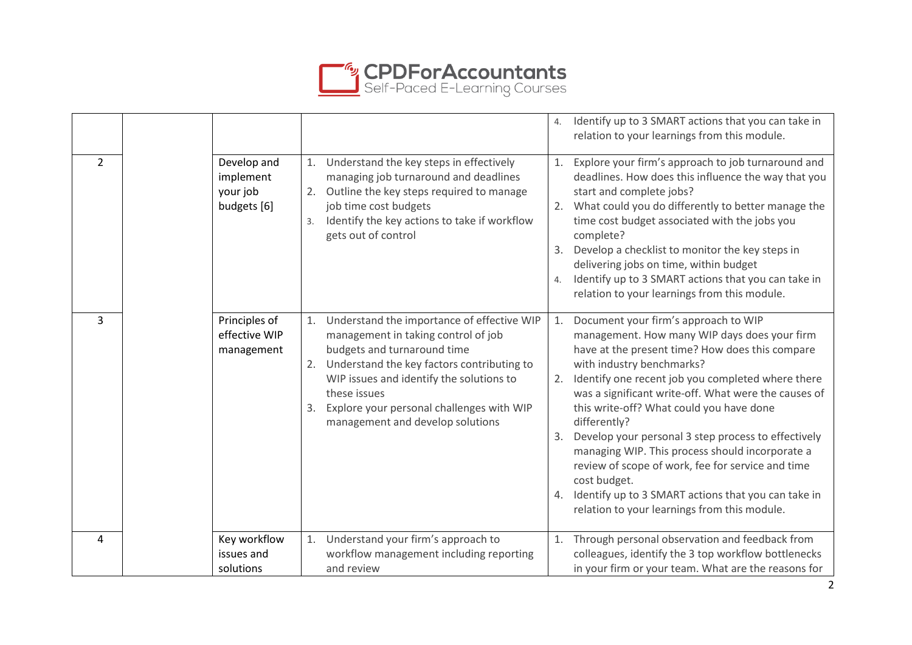| | | | | |
|---|---|---|---|---|
| | | | | 4. Identify up to 3 SMART actions that you can take in relation to your learnings from this module. |
| 2 | | Develop and implement your job budgets [6] | 1. Understand the key steps in effectively managing job turnaround and deadlines<br>2. Outline the key steps required to manage job time cost budgets<br>3. Identify the key actions to take if workflow gets out of control | 1. Explore your firm's approach to job turnaround and deadlines. How does this influence the way that you start and complete jobs?<br>2. What could you do differently to better manage the time cost budget associated with the jobs you complete?<br>3. Develop a checklist to monitor the key steps in delivering jobs on time, within budget<br>4. Identify up to 3 SMART actions that you can take in relation to your learnings from this module. |
| 3 | | Principles of effective WIP management | 1. Understand the importance of effective WIP management in taking control of job budgets and turnaround time<br>2. Understand the key factors contributing to WIP issues and identify the solutions to these issues<br>3. Explore your personal challenges with WIP management and develop solutions | 1. Document your firm's approach to WIP management. How many WIP days does your firm have at the present time? How does this compare with industry benchmarks?<br>2. Identify one recent job you completed where there was a significant write-off. What were the causes of this write-off? What could you have done differently?<br>3. Develop your personal 3 step process to effectively managing WIP. This process should incorporate a review of scope of work, fee for service and time cost budget.<br>4. Identify up to 3 SMART actions that you can take in relation to your learnings from this module. |
| 4 | | Key workflow issues and solutions | 1. Understand your firm's approach to workflow management including reporting and review | 1. Through personal observation and feedback from colleagues, identify the 3 top workflow bottlenecks in your firm or your team. What are the reasons for |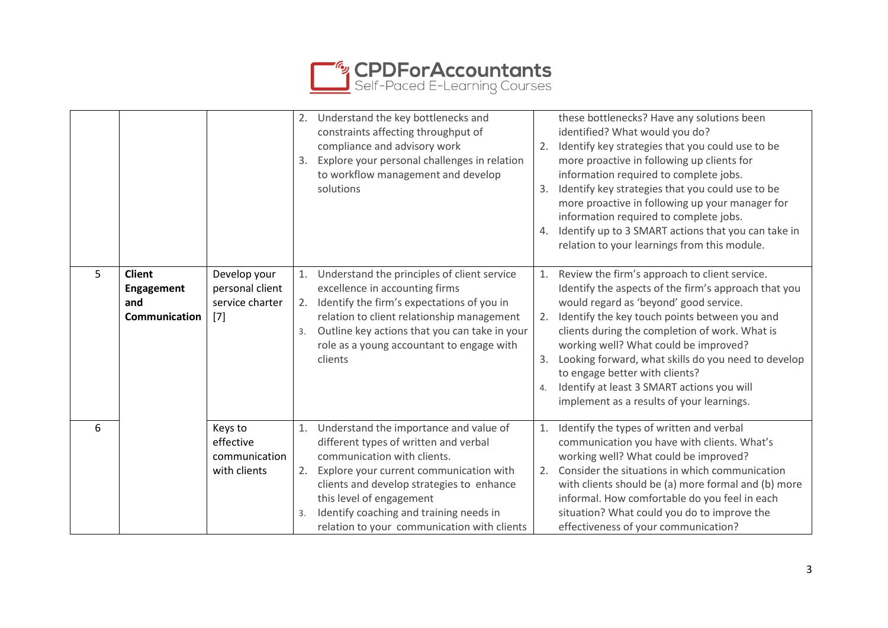| | | | | |
|---|---|---|---|---|
| | | | 2. Understand the key bottlenecks and constraints affecting throughput of compliance and advisory work<br>3. Explore your personal challenges in relation to workflow management and develop solutions | these bottlenecks? Have any solutions been identified? What would you do?<br>2. Identify key strategies that you could use to be more proactive in following up clients for information required to complete jobs.<br>3. Identify key strategies that you could use to be more proactive in following up your manager for information required to complete jobs.<br>4. Identify up to 3 SMART actions that you can take in relation to your learnings from this module. |
| 5 | **Client Engagement and Communication** | Develop your personal client service charter [7] | 1. Understand the principles of client service excellence in accounting firms<br>2. Identify the firm's expectations of you in relation to client relationship management<br>3. Outline key actions that you can take in your role as a young accountant to engage with clients | 1. Review the firm's approach to client service. Identify the aspects of the firm's approach that you would regard as 'beyond' good service.<br>2. Identify the key touch points between you and clients during the completion of work. What is working well? What could be improved?<br>3. Looking forward, what skills do you need to develop to engage better with clients?<br>4. Identify at least 3 SMART actions you will implement as a results of your learnings. |
| 6 | | Keys to effective communication with clients | 1. Understand the importance and value of different types of written and verbal communication with clients.<br>2. Explore your current communication with clients and develop strategies to enhance this level of engagement<br>3. Identify coaching and training needs in relation to your communication with clients | 1. Identify the types of written and verbal communication you have with clients. What's working well? What could be improved?<br>2. Consider the situations in which communication with clients should be (a) more formal and (b) more informal. How comfortable do you feel in each situation? What could you do to improve the effectiveness of your communication? |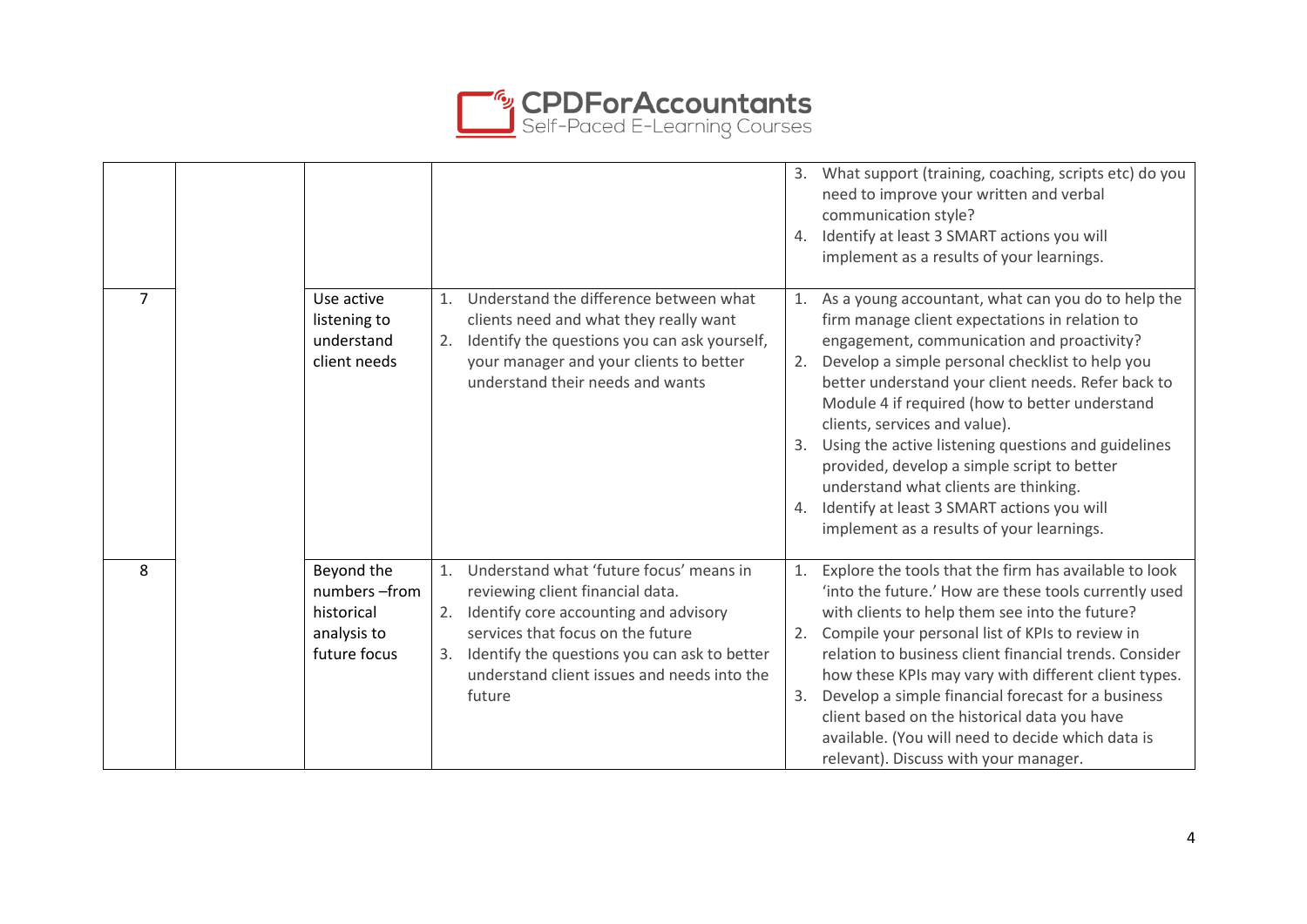| | | | | |
|---|---|---|---|---|
| | | | | 3. What support (training, coaching, scripts etc) do you need to improve your written and verbal communication style?<br>4. Identify at least 3 SMART actions you will implement as a results of your learnings. |
| 7 | | Use active listening to understand client needs | 1. Understand the difference between what clients need and what they really want<br>2. Identify the questions you can ask yourself, your manager and your clients to better understand their needs and wants | 1. As a young accountant, what can you do to help the firm manage client expectations in relation to engagement, communication and proactivity?<br>2. Develop a simple personal checklist to help you better understand your client needs. Refer back to Module 4 if required (how to better understand clients, services and value).<br>3. Using the active listening questions and guidelines provided, develop a simple script to better understand what clients are thinking.<br>4. Identify at least 3 SMART actions you will implement as a results of your learnings. |
| 8 | | Beyond the numbers –from historical analysis to future focus | 1. Understand what 'future focus' means in reviewing client financial data.<br>2. Identify core accounting and advisory services that focus on the future<br>3. Identify the questions you can ask to better understand client issues and needs into the future | 1. Explore the tools that the firm has available to look 'into the future.' How are these tools currently used with clients to help them see into the future?<br>2. Compile your personal list of KPIs to review in relation to business client financial trends. Consider how these KPIs may vary with different client types.<br>3. Develop a simple financial forecast for a business client based on the historical data you have available. (You will need to decide which data is relevant). Discuss with your manager. |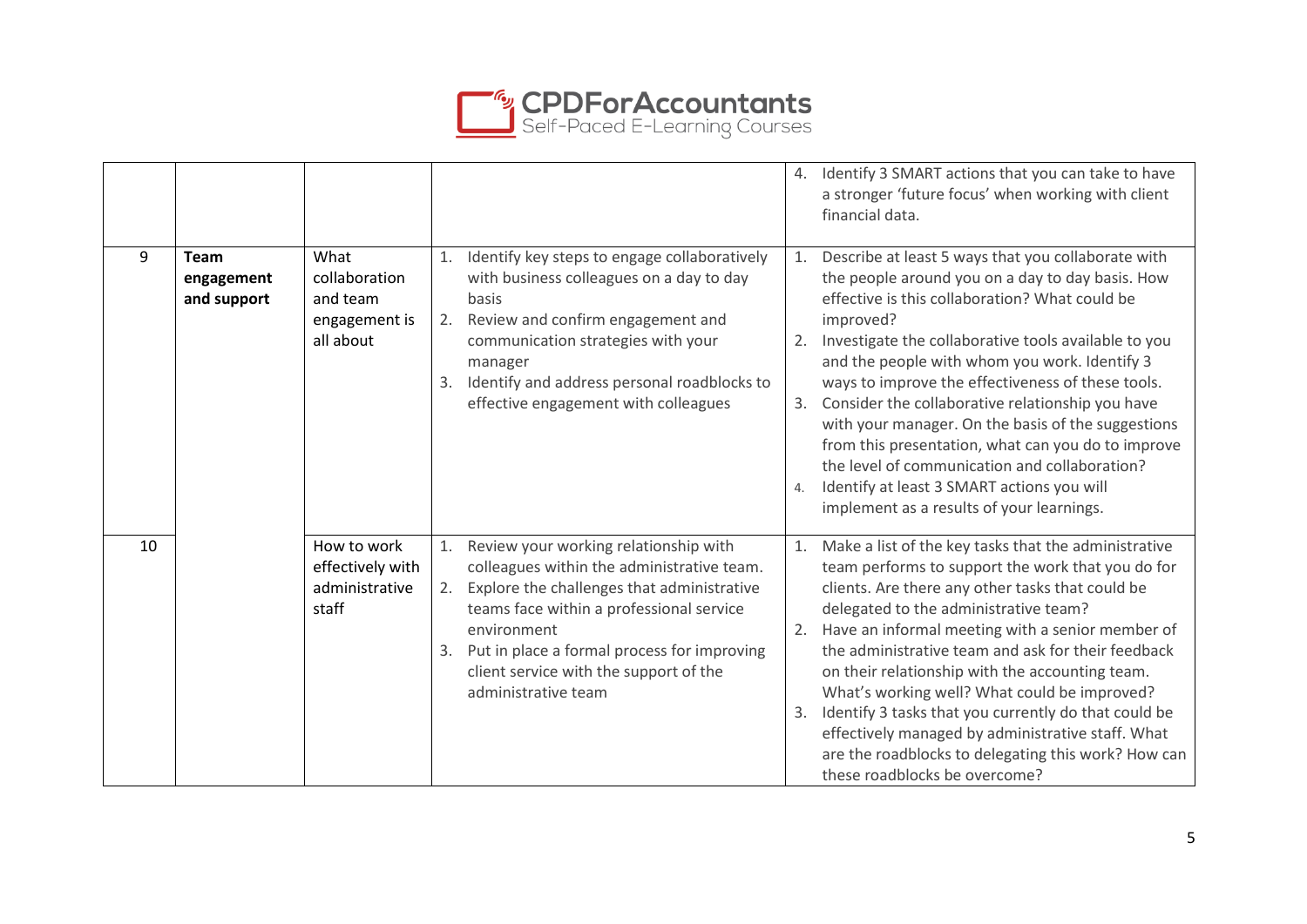| | | | | |
|---|---|---|---|---|
| | | | | 4. Identify 3 SMART actions that you can take to have a stronger 'future focus' when working with client financial data. |
| 9 | **Team engagement and support** | What collaboration and team engagement is all about | 1. Identify key steps to engage collaboratively with business colleagues on a day to day basis<br>2. Review and confirm engagement and communication strategies with your manager<br>3. Identify and address personal roadblocks to effective engagement with colleagues | 1. Describe at least 5 ways that you collaborate with the people around you on a day to day basis. How effective is this collaboration? What could be improved?<br>2. Investigate the collaborative tools available to you and the people with whom you work. Identify 3 ways to improve the effectiveness of these tools.<br>3. Consider the collaborative relationship you have with your manager. On the basis of the suggestions from this presentation, what can you do to improve the level of communication and collaboration?<br>4. Identify at least 3 SMART actions you will implement as a results of your learnings. |
| 10 | | How to work effectively with administrative staff | 1. Review your working relationship with colleagues within the administrative team.<br>2. Explore the challenges that administrative teams face within a professional service environment<br>3. Put in place a formal process for improving client service with the support of the administrative team | 1. Make a list of the key tasks that the administrative team performs to support the work that you do for clients. Are there any other tasks that could be delegated to the administrative team?<br>2. Have an informal meeting with a senior member of the administrative team and ask for their feedback on their relationship with the accounting team. What's working well? What could be improved?<br>3. Identify 3 tasks that you currently do that could be effectively managed by administrative staff. What are the roadblocks to delegating this work? How can these roadblocks be overcome? |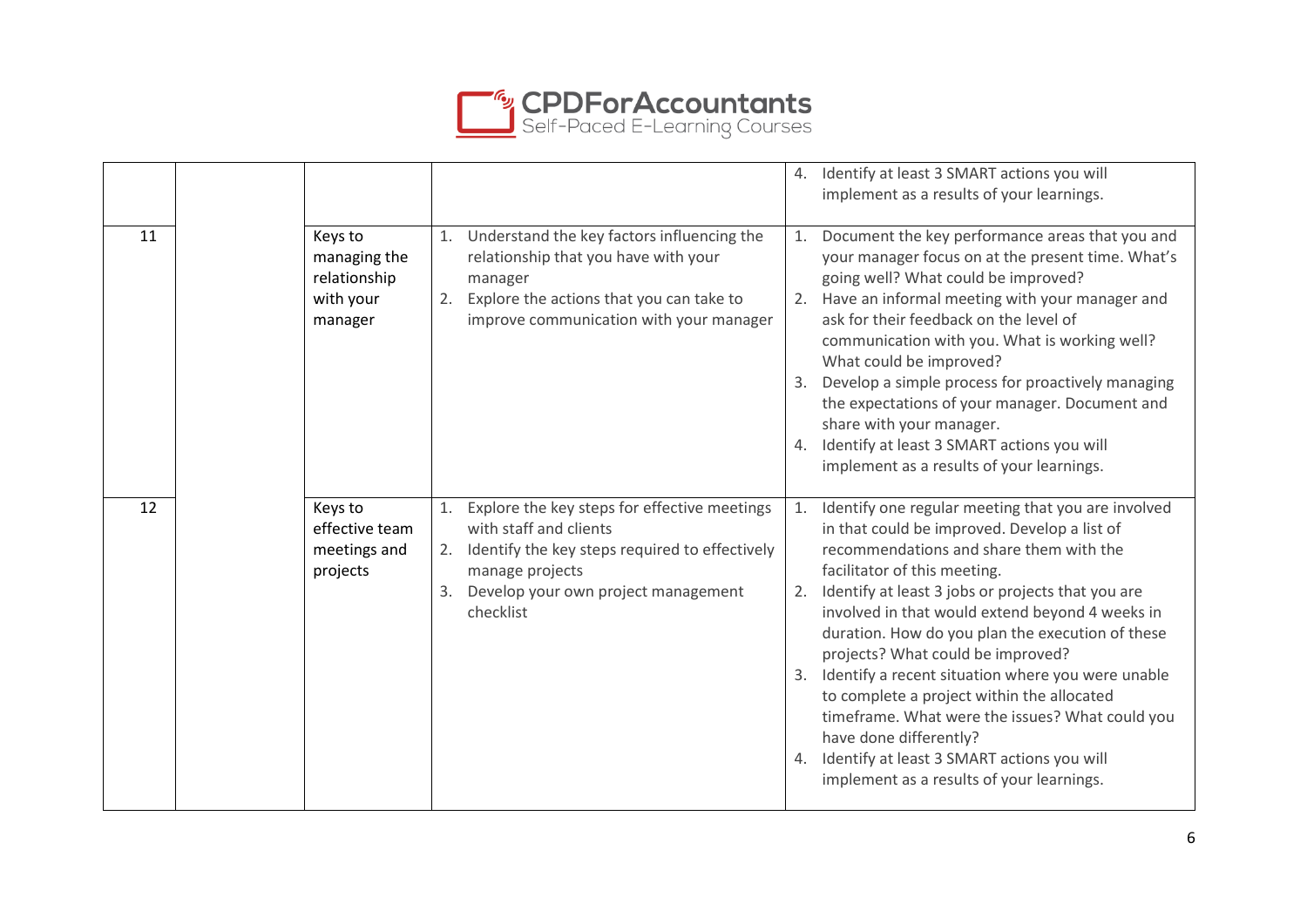|  |  |  |  |  |
|---|---|---|---|---|
|  |  |  |  | 4. Identify at least 3 SMART actions you will implement as a results of your learnings. |
| 11 |  | Keys to managing the relationship with your manager | 1. Understand the key factors influencing the relationship that you have with your manager<br>2. Explore the actions that you can take to improve communication with your manager | 1. Document the key performance areas that you and your manager focus on at the present time. What's going well? What could be improved?<br>2. Have an informal meeting with your manager and ask for their feedback on the level of communication with you. What is working well? What could be improved?<br>3. Develop a simple process for proactively managing the expectations of your manager. Document and share with your manager.<br>4. Identify at least 3 SMART actions you will implement as a results of your learnings. |
| 12 |  | Keys to effective team meetings and projects | 1. Explore the key steps for effective meetings with staff and clients<br>2. Identify the key steps required to effectively manage projects<br>3. Develop your own project management checklist | 1. Identify one regular meeting that you are involved in that could be improved. Develop a list of recommendations and share them with the facilitator of this meeting.<br>2. Identify at least 3 jobs or projects that you are involved in that would extend beyond 4 weeks in duration. How do you plan the execution of these projects? What could be improved?<br>3. Identify a recent situation where you were unable to complete a project within the allocated timeframe. What were the issues? What could you have done differently?<br>4. Identify at least 3 SMART actions you will implement as a results of your learnings. |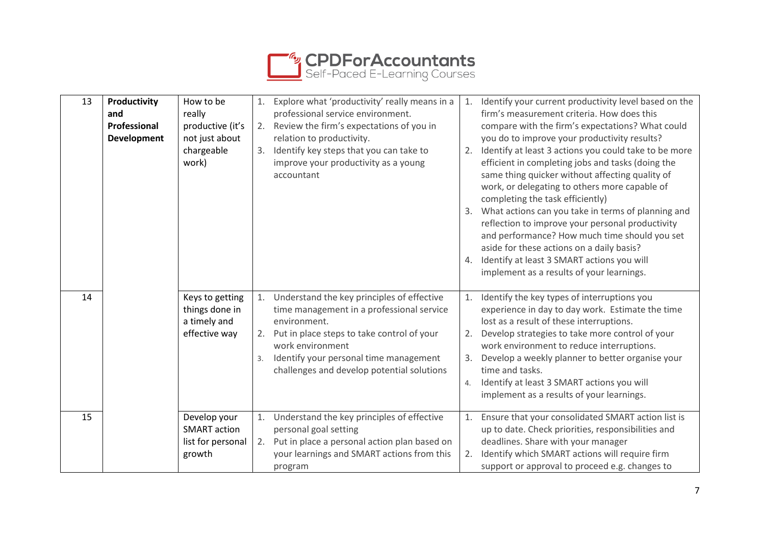| | | | | |
|---|---|---|---|---|
| 13 | **Productivity and Professional Development** | How to be really productive (it's not just about chargeable work) | 1. Explore what 'productivity' really means in a professional service environment.<br>2. Review the firm's expectations of you in relation to productivity.<br>3. Identify key steps that you can take to improve your productivity as a young accountant | 1. Identify your current productivity level based on the firm's measurement criteria. How does this compare with the firm's expectations? What could you do to improve your productivity results?<br>2. Identify at least 3 actions you could take to be more efficient in completing jobs and tasks (doing the same thing quicker without affecting quality of work, or delegating to others more capable of completing the task efficiently)<br>3. What actions can you take in terms of planning and reflection to improve your personal productivity and performance? How much time should you set aside for these actions on a daily basis?<br>4. Identify at least 3 SMART actions you will implement as a results of your learnings. |
| 14 | | Keys to getting things done in a timely and effective way | 1. Understand the key principles of effective time management in a professional service environment.<br>2. Put in place steps to take control of your work environment<br>3. Identify your personal time management challenges and develop potential solutions | 1. Identify the key types of interruptions you experience in day to day work. Estimate the time lost as a result of these interruptions.<br>2. Develop strategies to take more control of your work environment to reduce interruptions.<br>3. Develop a weekly planner to better organise your time and tasks.<br>4. Identify at least 3 SMART actions you will implement as a results of your learnings. |
| 15 | | Develop your SMART action list for personal growth | 1. Understand the key principles of effective personal goal setting<br>2. Put in place a personal action plan based on your learnings and SMART actions from this program | 1. Ensure that your consolidated SMART action list is up to date. Check priorities, responsibilities and deadlines. Share with your manager<br>2. Identify which SMART actions will require firm support or approval to proceed e.g. changes to |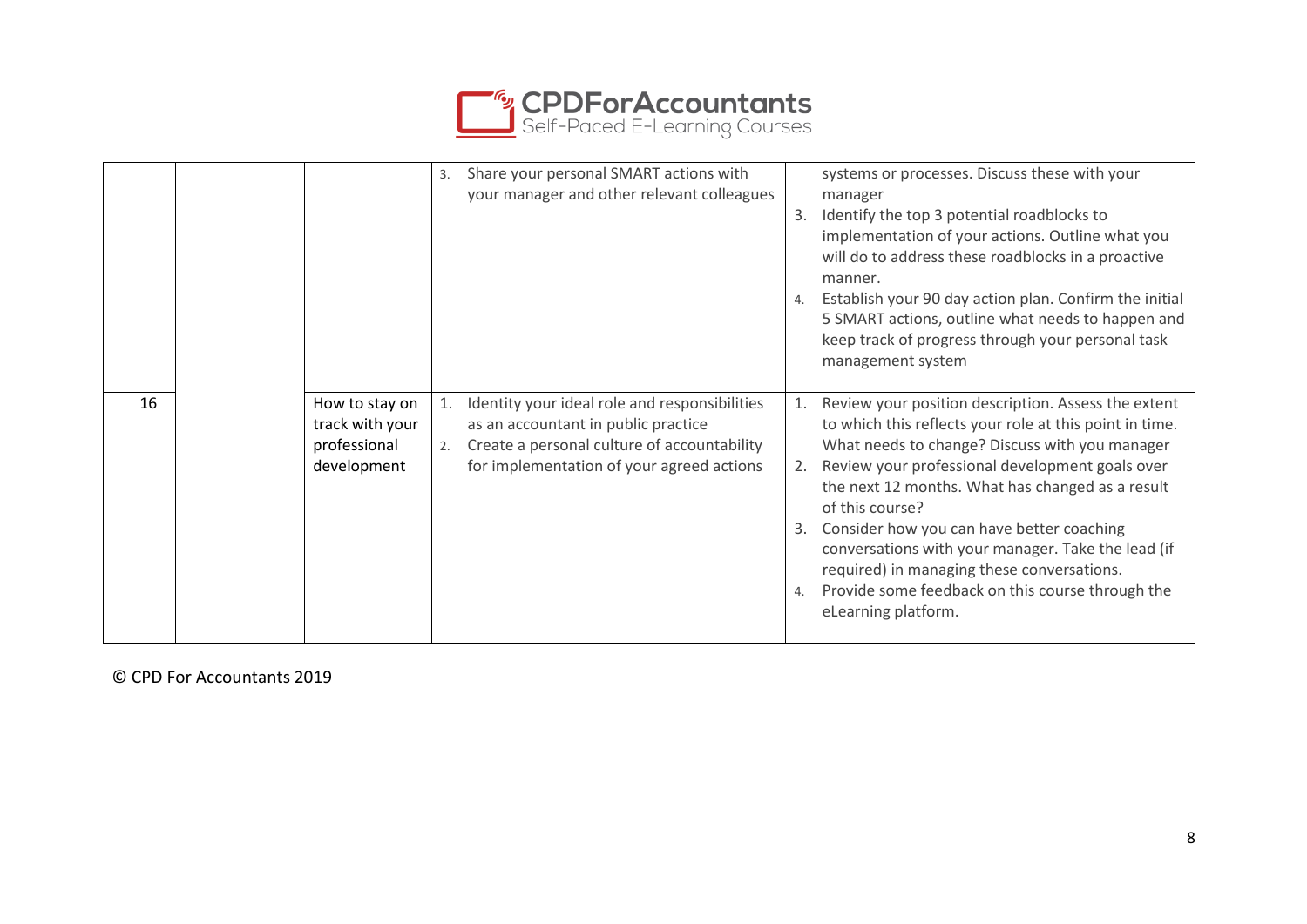| | | | | |
|---|---|---|---|---|
| | | | 3. Share your personal SMART actions with your manager and other relevant colleagues | systems or processes. Discuss these with your manager<br>3. Identify the top 3 potential roadblocks to implementation of your actions. Outline what you will do to address these roadblocks in a proactive manner.<br>4. Establish your 90 day action plan. Confirm the initial 5 SMART actions, outline what needs to happen and keep track of progress through your personal task management system |
| 16 | | How to stay on track with your professional development | 1. Identity your ideal role and responsibilities as an accountant in public practice<br>2. Create a personal culture of accountability for implementation of your agreed actions | 1. Review your position description. Assess the extent to which this reflects your role at this point in time. What needs to change? Discuss with you manager<br>2. Review your professional development goals over the next 12 months. What has changed as a result of this course?<br>3. Consider how you can have better coaching conversations with your manager. Take the lead (if required) in managing these conversations.<br>4. Provide some feedback on this course through the eLearning platform. |

© CPD For Accountants 2019